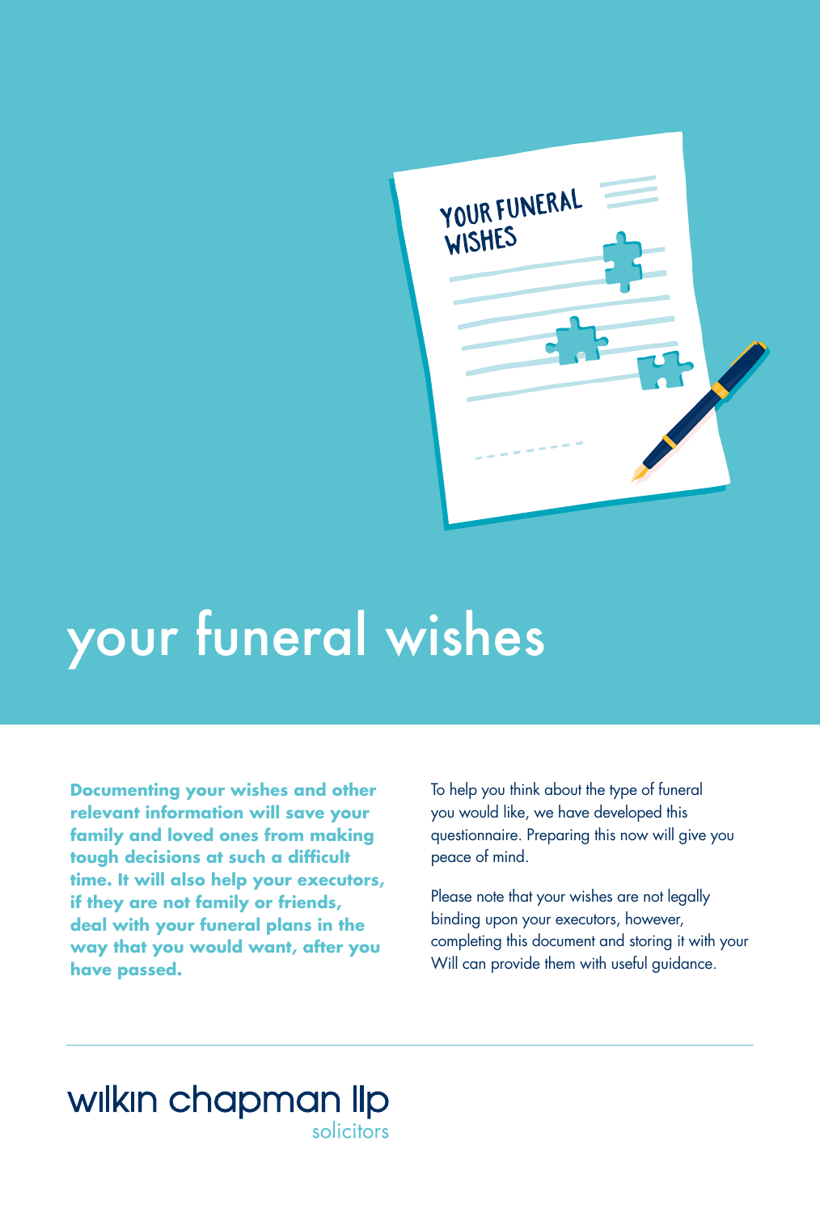# your funeral wishes

**Documenting your wishes and other relevant information will save your family and loved ones from making tough decisions at such a difficult time. It will also help your executors, if they are not family or friends, deal with your funeral plans in the way that you would want, after you have passed.**

To help you think about the type of funeral you would like, we have developed this questionnaire. Preparing this now will give you peace of mind.

Please note that your wishes are not legally binding upon your executors, however, completing this document and storing it with your Will can provide them with useful guidance.

wilkin chapman llp
solicitors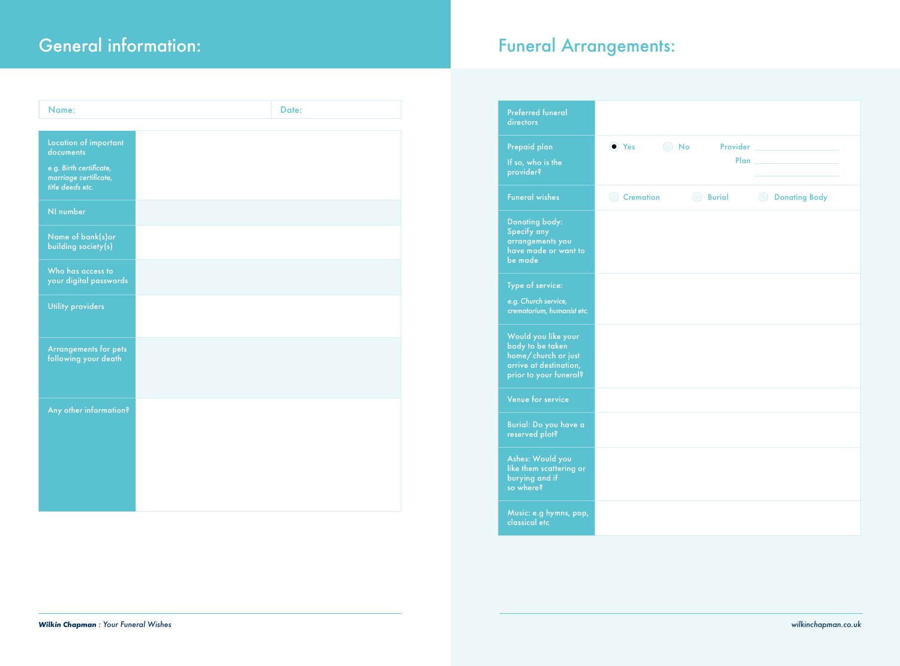## General information:

| Name: | Date: |
| --- | --- |

| | |
| --- | --- |
| Location of important documents<br>*e.g. Birth certificate, marriage certificate, title deeds etc.* | |
| NI number | |
| Name of bank(s)or building society(s) | |
| Who has access to your digital passwords | |
| Utility providers | |
| Arrangements for pets following your death | |
| Any other information? | |

## Funeral Arrangements:

| | |
| --- | --- |
| Preferred funeral directors | |
| Prepaid plan<br>If so, who is the provider? | ● Yes ○ No Provider ______ Plan ______ |
| Funeral wishes | ○ Cremation ○ Burial ○ Donating Body |
| Donating body: Specify any arrangements you have made or want to be made | |
| Type of service:<br>*e.g. Church service, crematorium, humanist etc.* | |
| Would you like your body to be taken home/ church or just arrive at destination, prior to your funeral? | |
| Venue for service | |
| Burial: Do you have a reserved plot? | |
| Ashes: Would you like them scattering or burying and if so where? | |
| Music: e.g hymns, pop, classical etc | |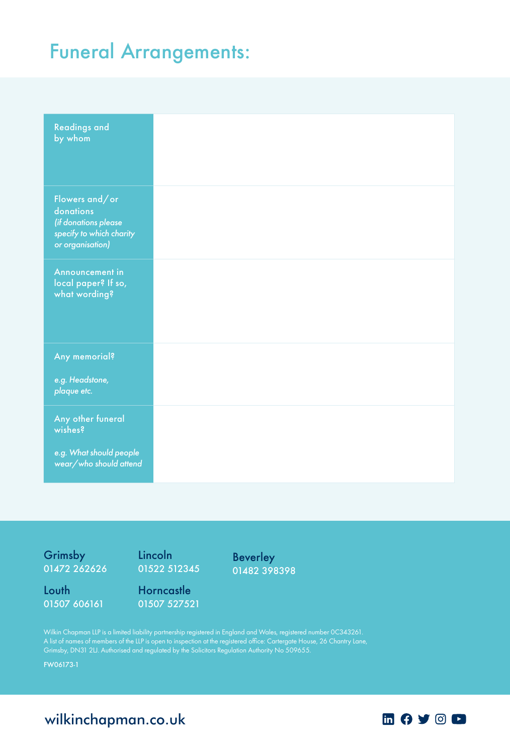# Funeral Arrangements:

| | |
|---|---|
| Readings and by whom | |
| Flowers and/or donations *(if donations please specify to which charity or organisation)* | |
| Announcement in local paper? If so, what wording? | |
| Any memorial? *e.g. Headstone, plaque etc.* | |
| Any other funeral wishes? *e.g. What should people wear/who should attend* | |

**Grimsby**
01472 262626

**Lincoln**
01522 512345

**Beverley**
01482 398398

**Louth**
01507 606161

**Horncastle**
01507 527521

Wilkin Chapman LLP is a limited liability partnership registered in England and Wales, registered number 0C343261. A list of names of members of the LLP is open to inspection at the registered office: Cartergate House, 26 Chantry Lane, Grimsby, DN31 2LJ. Authorised and regulated by the Solicitors Regulation Authority No 509655.

FW06173-1

wilkinchapman.co.uk